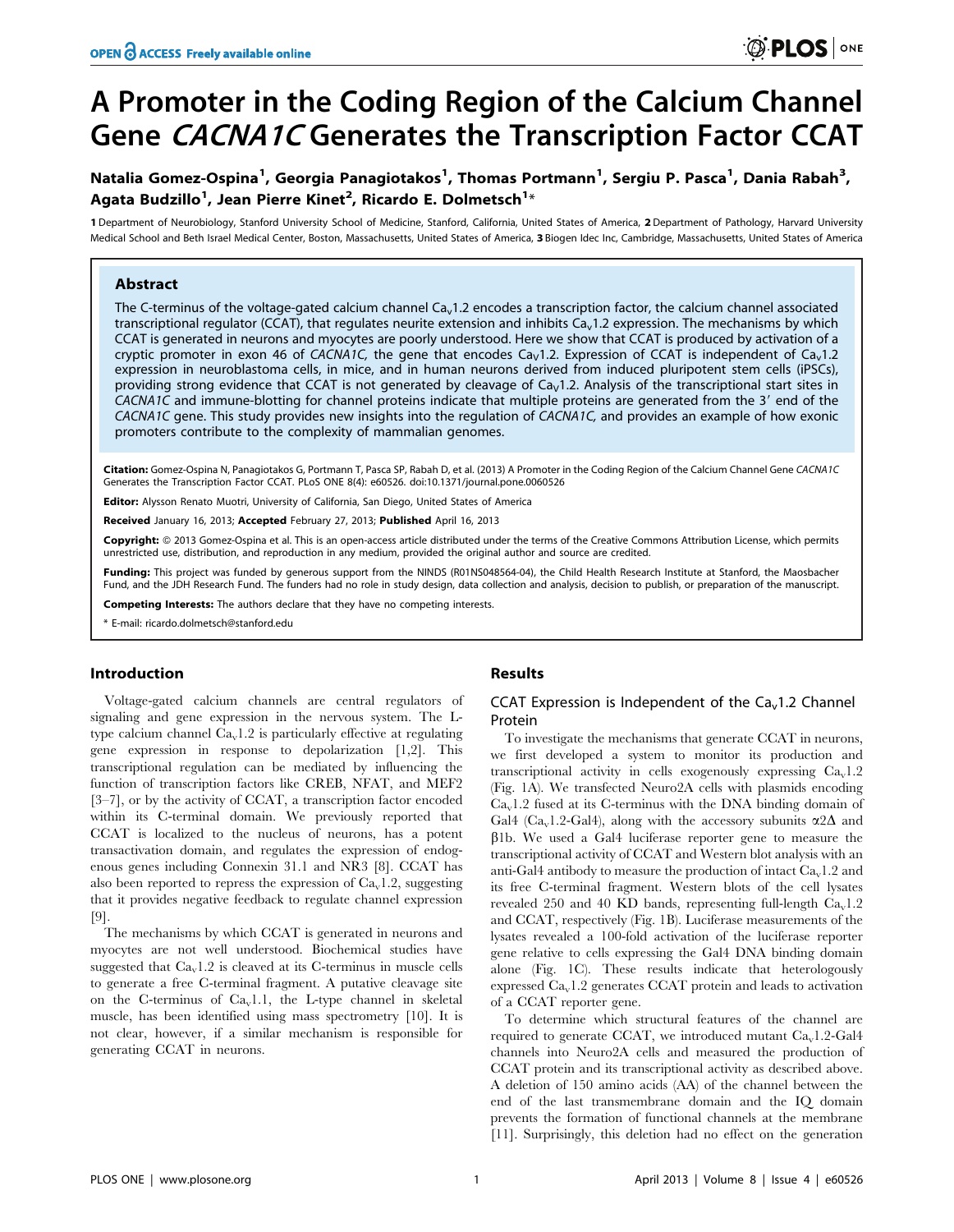# A Promoter in the Coding Region of the Calcium Channel Gene *CACNA1C* Generates the Transcription Factor CCAT

**Natalia Gomez-Ospina[1], Georgia Panagiotakos[1], Thomas Portmann[1], Sergiu P. Pasca[1], Dania Rabah[3], Agata Budzillo[1], Jean Pierre Kinet[2], Ricardo E. Dolmetsch[1]***

**1** Department of Neurobiology, Stanford University School of Medicine, Stanford, California, United States of America, **2** Department of Pathology, Harvard University Medical School and Beth Israel Medical Center, Boston, Massachusetts, United States of America, **3** Biogen Idec Inc, Cambridge, Massachusetts, United States of America

## Abstract

The C-terminus of the voltage-gated calcium channel $Ca_v1.2$ encodes a transcription factor, the calcium channel associated transcriptional regulator (CCAT), that regulates neurite extension and inhibits $Ca_v1.2$ expression. The mechanisms by which CCAT is generated in neurons and myocytes are poorly understood. Here we show that CCAT is produced by activation of a cryptic promoter in exon 46 of *CACNA1C,* the gene that encodes $Ca_V1.2$. Expression of CCAT is independent of $Ca_v1.2$ expression in neuroblastoma cells, in mice, and in human neurons derived from induced pluripotent stem cells (iPSCs), providing strong evidence that CCAT is not generated by cleavage of $Ca_V1.2$. Analysis of the transcriptional start sites in *CACNA1C* and immune-blotting for channel proteins indicate that multiple proteins are generated from the 3′ end of the *CACNA1C* gene. This study provides new insights into the regulation of *CACNA1C,* and provides an example of how exonic promoters contribute to the complexity of mammalian genomes.

**Citation:** Gomez-Ospina N, Panagiotakos G, Portmann T, Pasca SP, Rabah D, et al. (2013) A Promoter in the Coding Region of the Calcium Channel Gene *CACNA1C* Generates the Transcription Factor CCAT. PLoS ONE 8(4): e60526. doi:10.1371/journal.pone.0060526

**Editor:** Alysson Renato Muotri, University of California, San Diego, United States of America

**Received** January 16, 2013; **Accepted** February 27, 2013; **Published** April 16, 2013

**Copyright:** © 2013 Gomez-Ospina et al. This is an open-access article distributed under the terms of the Creative Commons Attribution License, which permits unrestricted use, distribution, and reproduction in any medium, provided the original author and source are credited.

**Funding:** This project was funded by generous support from the NINDS (R01NS048564-04), the Child Health Research Institute at Stanford, the Maosbacher Fund, and the JDH Research Fund. The funders had no role in study design, data collection and analysis, decision to publish, or preparation of the manuscript.

**Competing Interests:** The authors declare that they have no competing interests.

* E-mail: ricardo.dolmetsch@stanford.edu

## Introduction

Voltage-gated calcium channels are central regulators of signaling and gene expression in the nervous system. The L-type calcium channel $Ca_v1.2$ is particularly effective at regulating gene expression in response to depolarization [1,2]. This transcriptional regulation can be mediated by influencing the function of transcription factors like CREB, NFAT, and MEF2 [3–7], or by the activity of CCAT, a transcription factor encoded within its C-terminal domain. We previously reported that CCAT is localized to the nucleus of neurons, has a potent transactivation domain, and regulates the expression of endogenous genes including Connexin 31.1 and NR3 [8]. CCAT has also been reported to repress the expression of $Ca_v1.2$, suggesting that it provides negative feedback to regulate channel expression [9].

The mechanisms by which CCAT is generated in neurons and myocytes are not well understood. Biochemical studies have suggested that $Ca_v1.2$ is cleaved at its C-terminus in muscle cells to generate a free C-terminal fragment. A putative cleavage site on the C-terminus of $Ca_v1.1$, the L-type channel in skeletal muscle, has been identified using mass spectrometry [10]. It is not clear, however, if a similar mechanism is responsible for generating CCAT in neurons.

## Results

### CCAT Expression is Independent of the $Ca_v1.2$ Channel Protein

To investigate the mechanisms that generate CCAT in neurons, we first developed a system to monitor its production and transcriptional activity in cells exogenously expressing $Ca_v1.2$ (Fig. 1A). We transfected Neuro2A cells with plasmids encoding $Ca_v1.2$ fused at its C-terminus with the DNA binding domain of Gal4 ($Ca_v1.2$-Gal4), along with the accessory subunits $\alpha2\Delta$ and $\beta1b$. We used a Gal4 luciferase reporter gene to measure the transcriptional activity of CCAT and Western blot analysis with an anti-Gal4 antibody to measure the production of intact $Ca_v1.2$ and its free C-terminal fragment. Western blots of the cell lysates revealed 250 and 40 KD bands, representing full-length $Ca_v1.2$ and CCAT, respectively (Fig. 1B). Luciferase measurements of the lysates revealed a 100-fold activation of the luciferase reporter gene relative to cells expressing the Gal4 DNA binding domain alone (Fig. 1C). These results indicate that heterologously expressed $Ca_v1.2$ generates CCAT protein and leads to activation of a CCAT reporter gene.

To determine which structural features of the channel are required to generate CCAT, we introduced mutant $Ca_v1.2$-Gal4 channels into Neuro2A cells and measured the production of CCAT protein and its transcriptional activity as described above. A deletion of 150 amino acids (AA) of the channel between the end of the last transmembrane domain and the IQ domain prevents the formation of functional channels at the membrane [11]. Surprisingly, this deletion had no effect on the generation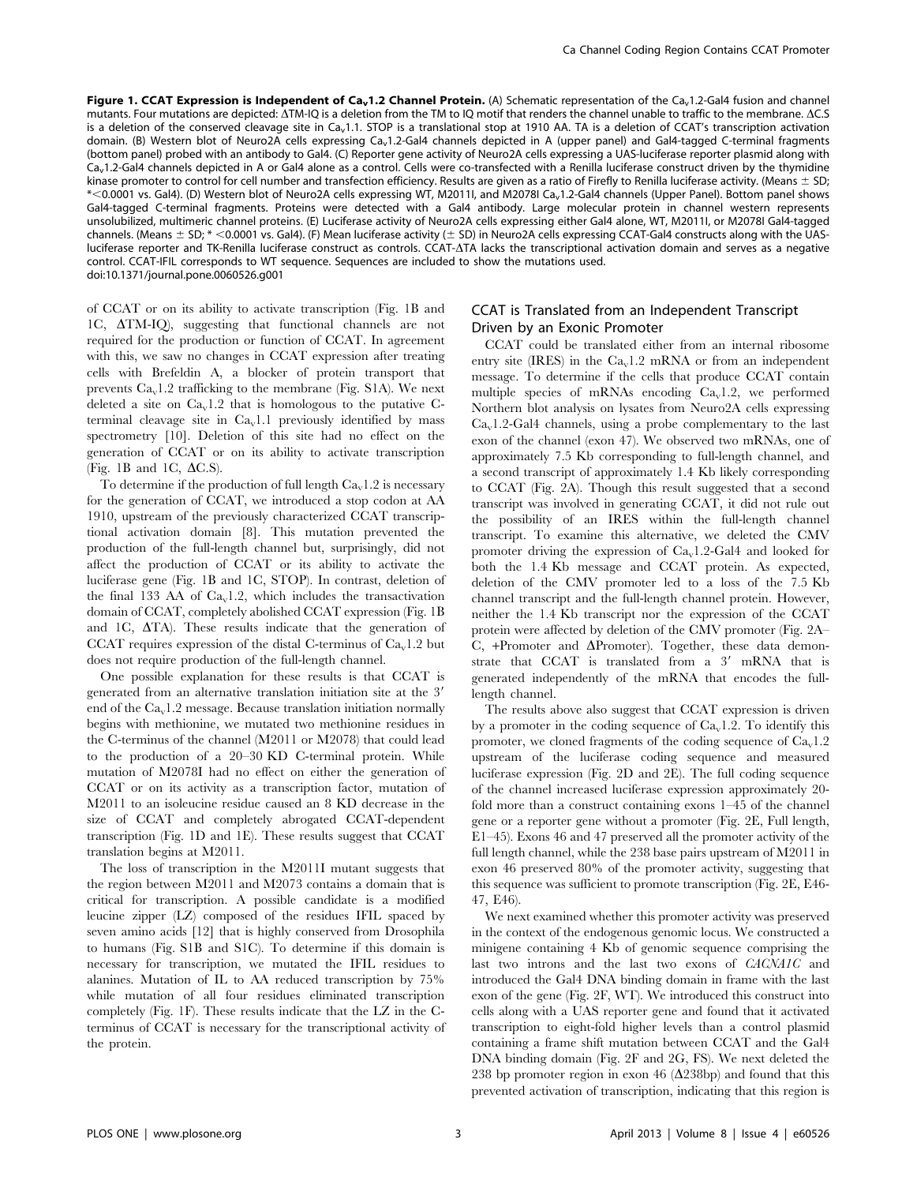**Figure 1. CCAT Expression is Independent of $Ca_v1.2$ Channel Protein.** (A) Schematic representation of the $Ca_v1.2$-Gal4 fusion and channel mutants. Four mutations are depicted: ΔTM-IQ is a deletion from the TM to IQ motif that renders the channel unable to traffic to the membrane. ΔC.S is a deletion of the conserved cleavage site in $Ca_v1.1$. STOP is a translational stop at 1910 AA. TA is a deletion of CCAT's transcription activation domain. (B) Western blot of Neuro2A cells expressing $Ca_v1.2$-Gal4 channels depicted in A (upper panel) and Gal4-tagged C-terminal fragments (bottom panel) probed with an antibody to Gal4. (C) Reporter gene activity of Neuro2A cells expressing a UAS-luciferase reporter plasmid along with $Ca_v1.2$-Gal4 channels depicted in A or Gal4 alone as a control. Cells were co-transfected with a Renilla luciferase construct driven by the thymidine kinase promoter to control for cell number and transfection efficiency. Results are given as a ratio of Firefly to Renilla luciferase activity. (Means ± SD; *<0.0001 vs. Gal4). (D) Western blot of Neuro2A cells expressing WT, M2011I, and M2078I $Ca_v1.2$-Gal4 channels (Upper Panel). Bottom panel shows Gal4-tagged C-terminal fragments. Proteins were detected with a Gal4 antibody. Large molecular protein in channel western represents unsolubilized, multimeric channel proteins. (E) Luciferase activity of Neuro2A cells expressing either Gal4 alone, WT, M2011I, or M2078I Gal4-tagged channels. (Means ± SD; * <0.0001 vs. Gal4). (F) Mean luciferase activity (± SD) in Neuro2A cells expressing CCAT-Gal4 constructs along with the UAS-luciferase reporter and TK-Renilla luciferase construct as controls. CCAT-ΔTA lacks the transcriptional activation domain and serves as a negative control. CCAT-IFIL corresponds to WT sequence. Sequences are included to show the mutations used.
doi:10.1371/journal.pone.0060526.g001

of CCAT or on its ability to activate transcription (Fig. 1B and 1C, ΔTM-IQ), suggesting that functional channels are not required for the production or function of CCAT. In agreement with this, we saw no changes in CCAT expression after treating cells with Brefeldin A, a blocker of protein transport that prevents $Ca_v1.2$ trafficking to the membrane (Fig. S1A). We next deleted a site on $Ca_v1.2$ that is homologous to the putative C-terminal cleavage site in $Ca_v1.1$ previously identified by mass spectrometry [10]. Deletion of this site had no effect on the generation of CCAT or on its ability to activate transcription (Fig. 1B and 1C, ΔC.S).

To determine if the production of full length $Ca_v1.2$ is necessary for the generation of CCAT, we introduced a stop codon at AA 1910, upstream of the previously characterized CCAT transcriptional activation domain [8]. This mutation prevented the production of the full-length channel but, surprisingly, did not affect the production of CCAT or its ability to activate the luciferase gene (Fig. 1B and 1C, STOP). In contrast, deletion of the final 133 AA of $Ca_v1.2$, which includes the transactivation domain of CCAT, completely abolished CCAT expression (Fig. 1B and 1C, ΔTA). These results indicate that the generation of CCAT requires expression of the distal C-terminus of $Ca_v1.2$ but does not require production of the full-length channel.

One possible explanation for these results is that CCAT is generated from an alternative translation initiation site at the 3′ end of the $Ca_v1.2$ message. Because translation initiation normally begins with methionine, we mutated two methionine residues in the C-terminus of the channel (M2011 or M2078) that could lead to the production of a 20–30 KD C-terminal protein. While mutation of M2078I had no effect on either the generation of CCAT or on its activity as a transcription factor, mutation of M2011 to an isoleucine residue caused an 8 KD decrease in the size of CCAT and completely abrogated CCAT-dependent transcription (Fig. 1D and 1E). These results suggest that CCAT translation begins at M2011.

The loss of transcription in the M2011I mutant suggests that the region between M2011 and M2073 contains a domain that is critical for transcription. A possible candidate is a modified leucine zipper (LZ) composed of the residues IFIL spaced by seven amino acids [12] that is highly conserved from Drosophila to humans (Fig. S1B and S1C). To determine if this domain is necessary for transcription, we mutated the IFIL residues to alanines. Mutation of IL to AA reduced transcription by 75% while mutation of all four residues eliminated transcription completely (Fig. 1F). These results indicate that the LZ in the C-terminus of CCAT is necessary for the transcriptional activity of the protein.

## CCAT is Translated from an Independent Transcript Driven by an Exonic Promoter

CCAT could be translated either from an internal ribosome entry site (IRES) in the $Ca_v1.2$ mRNA or from an independent message. To determine if the cells that produce CCAT contain multiple species of mRNAs encoding $Ca_v1.2$, we performed Northern blot analysis on lysates from Neuro2A cells expressing $Ca_v1.2$-Gal4 channels, using a probe complementary to the last exon of the channel (exon 47). We observed two mRNAs, one of approximately 7.5 Kb corresponding to full-length channel, and a second transcript of approximately 1.4 Kb likely corresponding to CCAT (Fig. 2A). Though this result suggested that a second transcript was involved in generating CCAT, it did not rule out the possibility of an IRES within the full-length channel transcript. To examine this alternative, we deleted the CMV promoter driving the expression of $Ca_v1.2$-Gal4 and looked for both the 1.4 Kb message and CCAT protein. As expected, deletion of the CMV promoter led to a loss of the 7.5 Kb channel transcript and the full-length channel protein. However, neither the 1.4 Kb transcript nor the expression of the CCAT protein were affected by deletion of the CMV promoter (Fig. 2A–C, +Promoter and ΔPromoter). Together, these data demonstrate that CCAT is translated from a 3′ mRNA that is generated independently of the mRNA that encodes the full-length channel.

The results above also suggest that CCAT expression is driven by a promoter in the coding sequence of $Ca_v1.2$. To identify this promoter, we cloned fragments of the coding sequence of $Ca_v1.2$ upstream of the luciferase coding sequence and measured luciferase expression (Fig. 2D and 2E). The full coding sequence of the channel increased luciferase expression approximately 20-fold more than a construct containing exons 1–45 of the channel gene or a reporter gene without a promoter (Fig. 2E, Full length, E1–45). Exons 46 and 47 preserved all the promoter activity of the full length channel, while the 238 base pairs upstream of M2011 in exon 46 preserved 80% of the promoter activity, suggesting that this sequence was sufficient to promote transcription (Fig. 2E, E46-47, E46).

We next examined whether this promoter activity was preserved in the context of the endogenous genomic locus. We constructed a minigene containing 4 Kb of genomic sequence comprising the last two introns and the last two exons of *CACNA1C* and introduced the Gal4 DNA binding domain in frame with the last exon of the gene (Fig. 2F, WT). We introduced this construct into cells along with a UAS reporter gene and found that it activated transcription to eight-fold higher levels than a control plasmid containing a frame shift mutation between CCAT and the Gal4 DNA binding domain (Fig. 2F and 2G, FS). We next deleted the 238 bp promoter region in exon 46 (Δ238bp) and found that this prevented activation of transcription, indicating that this region is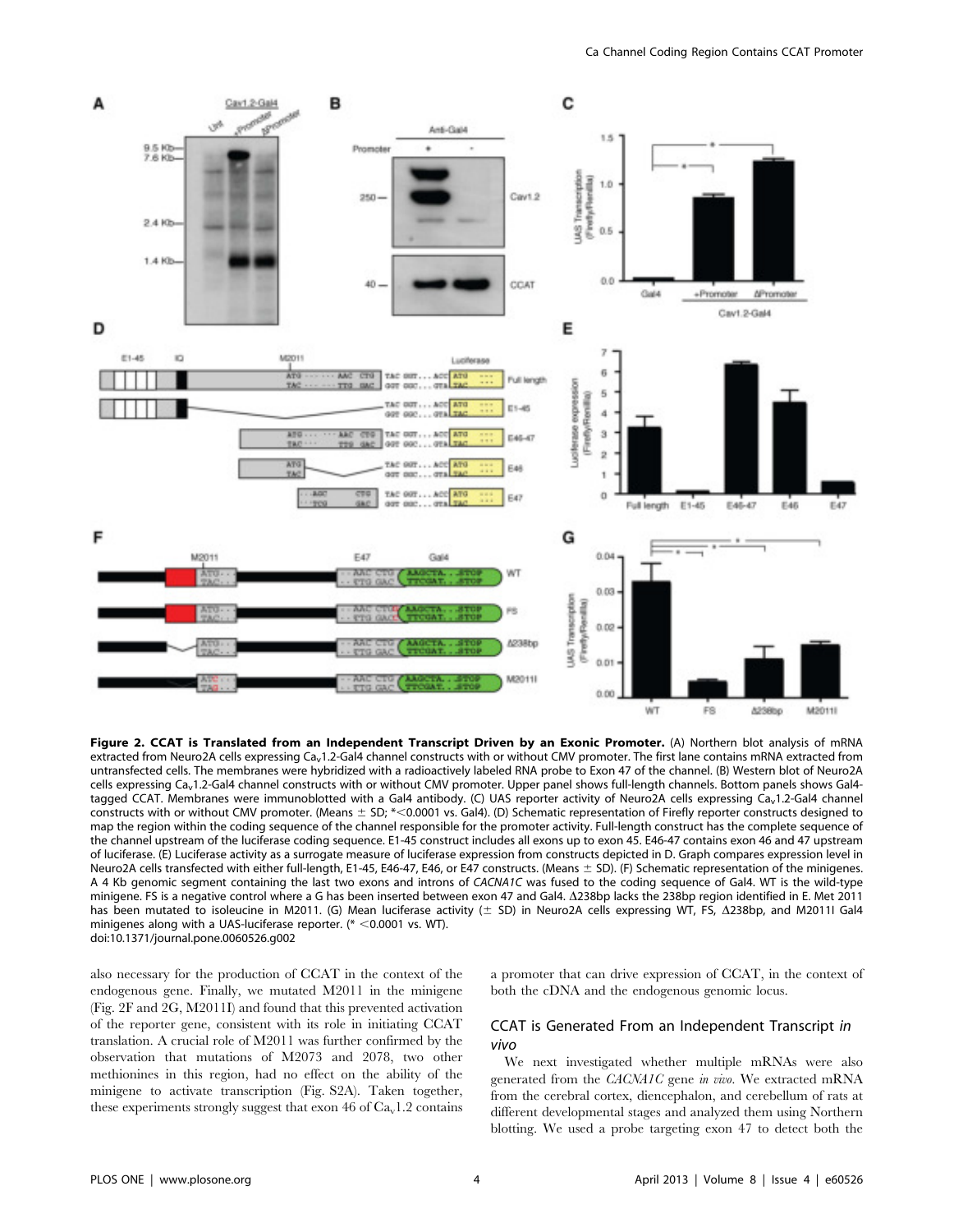**Figure 2. CCAT is Translated from an Independent Transcript Driven by an Exonic Promoter.** (A) Northern blot analysis of mRNA extracted from Neuro2A cells expressing $Ca_v1.2$-Gal4 channel constructs with or without CMV promoter. The first lane contains mRNA extracted from untransfected cells. The membranes were hybridized with a radioactively labeled RNA probe to Exon 47 of the channel. (B) Western blot of Neuro2A cells expressing $Ca_v1.2$-Gal4 channel constructs with or without CMV promoter. Upper panel shows full-length channels. Bottom panels shows Gal4-tagged CCAT. Membranes were immunoblotted with a Gal4 antibody. (C) UAS reporter activity of Neuro2A cells expressing $Ca_v1.2$-Gal4 channel constructs with or without CMV promoter. (Means ± SD; *<0.0001 vs. Gal4). (D) Schematic representation of Firefly reporter constructs designed to map the region within the coding sequence of the channel responsible for the promoter activity. Full-length construct has the complete sequence of the channel upstream of the luciferase coding sequence. E1-45 construct includes all exons up to exon 45. E46-47 contains exon 46 and 47 upstream of luciferase. (E) Luciferase activity as a surrogate measure of luciferase expression from constructs depicted in D. Graph compares expression level in Neuro2A cells transfected with either full-length, E1-45, E46-47, E46, or E47 constructs. (Means ± SD). (F) Schematic representation of the minigenes. A 4 Kb genomic segment containing the last two exons and introns of *CACNA1C* was fused to the coding sequence of Gal4. WT is the wild-type minigene. FS is a negative control where a G has been inserted between exon 47 and Gal4. Δ238bp lacks the 238bp region identified in E. Met 2011 has been mutated to isoleucine in M2011. (G) Mean luciferase activity (± SD) in Neuro2A cells expressing WT, FS, Δ238bp, and M2011I Gal4 minigenes along with a UAS-luciferase reporter. (* <0.0001 vs. WT).
doi:10.1371/journal.pone.0060526.g002

also necessary for the production of CCAT in the context of the endogenous gene. Finally, we mutated M2011 in the minigene (Fig. 2F and 2G, M2011I) and found that this prevented activation of the reporter gene, consistent with its role in initiating CCAT translation. A crucial role of M2011 was further confirmed by the observation that mutations of M2073 and 2078, two other methionines in this region, had no effect on the ability of the minigene to activate transcription (Fig. S2A). Taken together, these experiments strongly suggest that exon 46 of $Ca_v1.2$ contains a promoter that can drive expression of CCAT, in the context of both the cDNA and the endogenous genomic locus.

## CCAT is Generated From an Independent Transcript *in vivo*

We next investigated whether multiple mRNAs were also generated from the *CACNA1C* gene *in vivo*. We extracted mRNA from the cerebral cortex, diencephalon, and cerebellum of rats at different developmental stages and analyzed them using Northern blotting. We used a probe targeting exon 47 to detect both the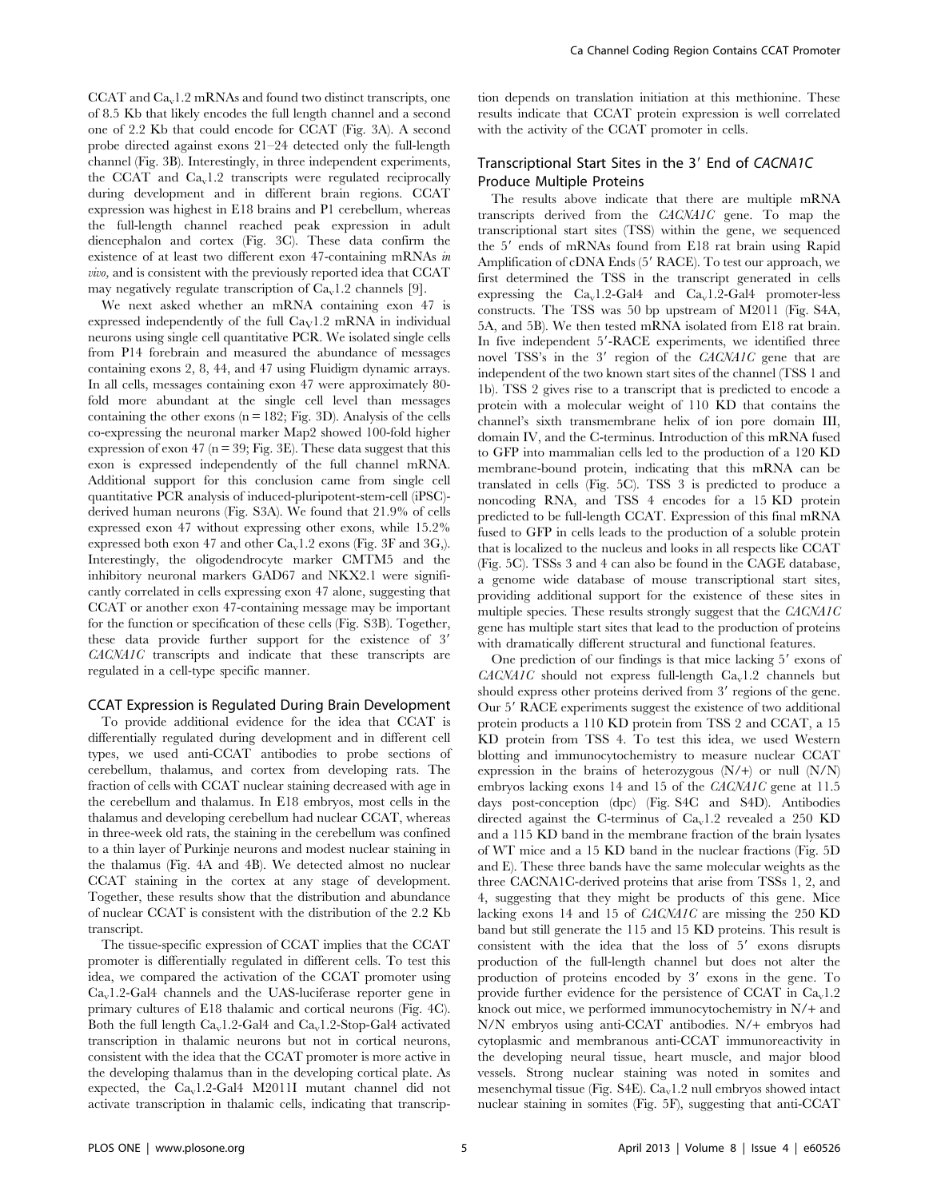CCAT and $Ca_v1.2$ mRNAs and found two distinct transcripts, one of 8.5 Kb that likely encodes the full length channel and a second one of 2.2 Kb that could encode for CCAT (Fig. 3A). A second probe directed against exons 21–24 detected only the full-length channel (Fig. 3B). Interestingly, in three independent experiments, the CCAT and $Ca_v1.2$ transcripts were regulated reciprocally during development and in different brain regions. CCAT expression was highest in E18 brains and P1 cerebellum, whereas the full-length channel reached peak expression in adult diencephalon and cortex (Fig. 3C). These data confirm the existence of at least two different exon 47-containing mRNAs *in vivo*, and is consistent with the previously reported idea that CCAT may negatively regulate transcription of $Ca_v1.2$ channels [9].

We next asked whether an mRNA containing exon 47 is expressed independently of the full $Ca_V1.2$ mRNA in individual neurons using single cell quantitative PCR. We isolated single cells from P14 forebrain and measured the abundance of messages containing exons 2, 8, 44, and 47 using Fluidigm dynamic arrays. In all cells, messages containing exon 47 were approximately 80-fold more abundant at the single cell level than messages containing the other exons (n = 182; Fig. 3D). Analysis of the cells co-expressing the neuronal marker Map2 showed 100-fold higher expression of exon 47 (n = 39; Fig. 3E). These data suggest that this exon is expressed independently of the full channel mRNA. Additional support for this conclusion came from single cell quantitative PCR analysis of induced-pluripotent-stem-cell (iPSC)-derived human neurons (Fig. S3A). We found that 21.9% of cells expressed exon 47 without expressing other exons, while 15.2% expressed both exon 47 and other $Ca_v1.2$ exons (Fig. 3F and 3G,). Interestingly, the oligodendrocyte marker CMTM5 and the inhibitory neuronal markers GAD67 and NKX2.1 were significantly correlated in cells expressing exon 47 alone, suggesting that CCAT or another exon 47-containing message may be important for the function or specification of these cells (Fig. S3B). Together, these data provide further support for the existence of 3′ *CACNA1C* transcripts and indicate that these transcripts are regulated in a cell-type specific manner.

## CCAT Expression is Regulated During Brain Development

To provide additional evidence for the idea that CCAT is differentially regulated during development and in different cell types, we used anti-CCAT antibodies to probe sections of cerebellum, thalamus, and cortex from developing rats. The fraction of cells with CCAT nuclear staining decreased with age in the cerebellum and thalamus. In E18 embryos, most cells in the thalamus and developing cerebellum had nuclear CCAT, whereas in three-week old rats, the staining in the cerebellum was confined to a thin layer of Purkinje neurons and modest nuclear staining in the thalamus (Fig. 4A and 4B). We detected almost no nuclear CCAT staining in the cortex at any stage of development. Together, these results show that the distribution and abundance of nuclear CCAT is consistent with the distribution of the 2.2 Kb transcript.

The tissue-specific expression of CCAT implies that the CCAT promoter is differentially regulated in different cells. To test this idea, we compared the activation of the CCAT promoter using $Ca_v1.2$-Gal4 channels and the UAS-luciferase reporter gene in primary cultures of E18 thalamic and cortical neurons (Fig. 4C). Both the full length $Ca_v1.2$-Gal4 and $Ca_v1.2$-Stop-Gal4 activated transcription in thalamic neurons but not in cortical neurons, consistent with the idea that the CCAT promoter is more active in the developing thalamus than in the developing cortical plate. As expected, the $Ca_v1.2$-Gal4 M2011I mutant channel did not activate transcription in thalamic cells, indicating that transcription depends on translation initiation at this methionine. These results indicate that CCAT protein expression is well correlated with the activity of the CCAT promoter in cells.

## Transcriptional Start Sites in the 3′ End of *CACNA1C* Produce Multiple Proteins

The results above indicate that there are multiple mRNA transcripts derived from the *CACNA1C* gene. To map the transcriptional start sites (TSS) within the gene, we sequenced the 5′ ends of mRNAs found from E18 rat brain using Rapid Amplification of cDNA Ends (5′ RACE). To test our approach, we first determined the TSS in the transcript generated in cells expressing the $Ca_v1.2$-Gal4 and $Ca_v1.2$-Gal4 promoter-less constructs. The TSS was 50 bp upstream of M2011 (Fig. S4A, 5A, and 5B). We then tested mRNA isolated from E18 rat brain. In five independent 5′-RACE experiments, we identified three novel TSS's in the 3′ region of the *CACNA1C* gene that are independent of the two known start sites of the channel (TSS 1 and 1b). TSS 2 gives rise to a transcript that is predicted to encode a protein with a molecular weight of 110 KD that contains the channel's sixth transmembrane helix of ion pore domain III, domain IV, and the C-terminus. Introduction of this mRNA fused to GFP into mammalian cells led to the production of a 120 KD membrane-bound protein, indicating that this mRNA can be translated in cells (Fig. 5C). TSS 3 is predicted to produce a noncoding RNA, and TSS 4 encodes for a 15 KD protein predicted to be full-length CCAT. Expression of this final mRNA fused to GFP in cells leads to the production of a soluble protein that is localized to the nucleus and looks in all respects like CCAT (Fig. 5C). TSSs 3 and 4 can also be found in the CAGE database, a genome wide database of mouse transcriptional start sites, providing additional support for the existence of these sites in multiple species. These results strongly suggest that the *CACNA1C* gene has multiple start sites that lead to the production of proteins with dramatically different structural and functional features.

One prediction of our findings is that mice lacking 5′ exons of *CACNA1C* should not express full-length $Ca_v1.2$ channels but should express other proteins derived from 3′ regions of the gene. Our 5′ RACE experiments suggest the existence of two additional protein products a 110 KD protein from TSS 2 and CCAT, a 15 KD protein from TSS 4. To test this idea, we used Western blotting and immunocytochemistry to measure nuclear CCAT expression in the brains of heterozygous (N/+) or null (N/N) embryos lacking exons 14 and 15 of the *CACNA1C* gene at 11.5 days post-conception (dpc) (Fig. S4C and S4D). Antibodies directed against the C-terminus of $Ca_v1.2$ revealed a 250 KD and a 115 KD band in the membrane fraction of the brain lysates of WT mice and a 15 KD band in the nuclear fractions (Fig. 5D and E). These three bands have the same molecular weights as the three CACNA1C-derived proteins that arise from TSSs 1, 2, and 4, suggesting that they might be products of this gene. Mice lacking exons 14 and 15 of *CACNA1C* are missing the 250 KD band but still generate the 115 and 15 KD proteins. This result is consistent with the idea that the loss of 5′ exons disrupts production of the full-length channel but does not alter the production of proteins encoded by 3′ exons in the gene. To provide further evidence for the persistence of CCAT in $Ca_v1.2$ knock out mice, we performed immunocytochemistry in N/+ and N/N embryos using anti-CCAT antibodies. N/+ embryos had cytoplasmic and membranous anti-CCAT immunoreactivity in the developing neural tissue, heart muscle, and major blood vessels. Strong nuclear staining was noted in somites and mesenchymal tissue (Fig. S4E). $Ca_v1.2$ null embryos showed intact nuclear staining in somites (Fig. 5F), suggesting that anti-CCAT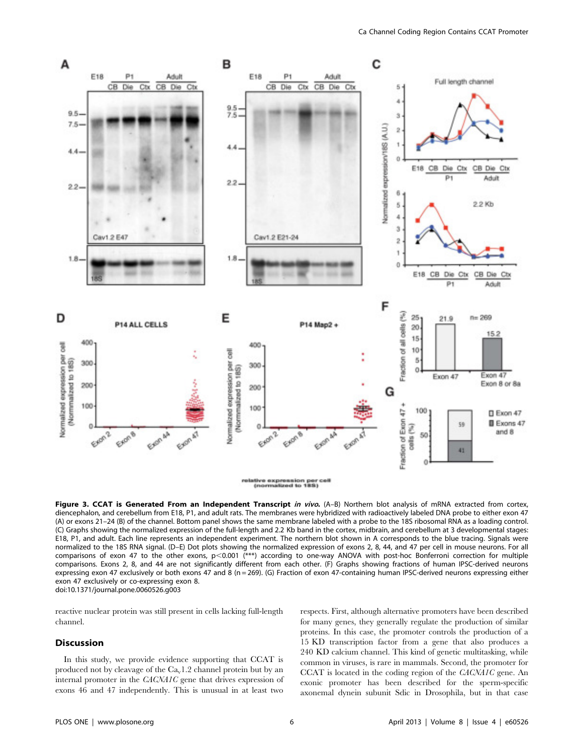**Figure 3. CCAT is Generated From an Independent Transcript *in vivo*.** (A–B) Northern blot analysis of mRNA extracted from cortex, diencephalon, and cerebellum from E18, P1, and adult rats. The membranes were hybridized with radioactively labeled DNA probe to either exon 47 (A) or exons 21–24 (B) of the channel. Bottom panel shows the same membrane labeled with a probe to the 18S ribosomal RNA as a loading control. (C) Graphs showing the normalized expression of the full-length and 2.2 Kb band in the cortex, midbrain, and cerebellum at 3 developmental stages: E18, P1, and adult. Each line represents an independent experiment. The northern blot shown in A corresponds to the blue tracing. Signals were normalized to the 18S RNA signal. (D–E) Dot plots showing the normalized expression of exons 2, 8, 44, and 47 per cell in mouse neurons. For all comparisons of exon 47 to the other exons, p<0.001 (***) according to one-way ANOVA with post-hoc Bonferroni correction for multiple comparisons. Exons 2, 8, and 44 are not significantly different from each other. (F) Graphs showing fractions of human IPSC-derived neurons expressing exon 47 exclusively or both exons 47 and 8 (n = 269). (G) Fraction of exon 47-containing human IPSC-derived neurons expressing either exon 47 exclusively or co-expressing exon 8.
doi:10.1371/journal.pone.0060526.g003

reactive nuclear protein was still present in cells lacking full-length channel.

## Discussion

In this study, we provide evidence supporting that CCAT is produced not by cleavage of the $Ca_v1.2$ channel protein but by an internal promoter in the *CACNA1C* gene that drives expression of exons 46 and 47 independently. This is unusual in at least two respects. First, although alternative promoters have been described for many genes, they generally regulate the production of similar proteins. In this case, the promoter controls the production of a 15 KD transcription factor from a gene that also produces a 240 KD calcium channel. This kind of genetic multitasking, while common in viruses, is rare in mammals. Second, the promoter for CCAT is located in the coding region of the *CACNA1C* gene. An exonic promoter has been described for the sperm-specific axonemal dynein subunit Sdic in Drosophila, but in that case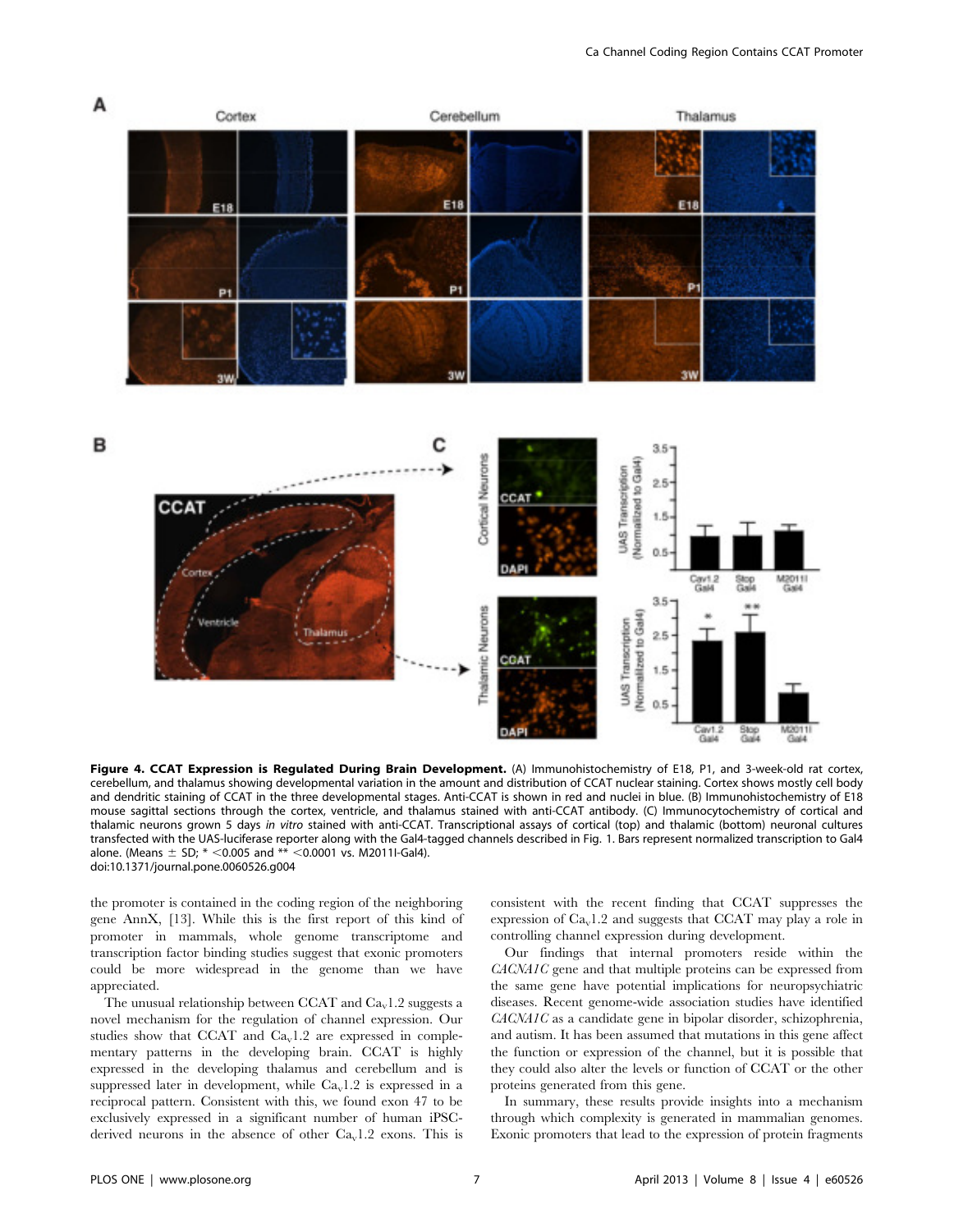**Figure 4. CCAT Expression is Regulated During Brain Development.** (A) Immunohistochemistry of E18, P1, and 3-week-old rat cortex, cerebellum, and thalamus showing developmental variation in the amount and distribution of CCAT nuclear staining. Cortex shows mostly cell body and dendritic staining of CCAT in the three developmental stages. Anti-CCAT is shown in red and nuclei in blue. (B) Immunohistochemistry of E18 mouse sagittal sections through the cortex, ventricle, and thalamus stained with anti-CCAT antibody. (C) Immunocytochemistry of cortical and thalamic neurons grown 5 days *in vitro* stained with anti-CCAT. Transcriptional assays of cortical (top) and thalamic (bottom) neuronal cultures transfected with the UAS-luciferase reporter along with the Gal4-tagged channels described in Fig. 1. Bars represent normalized transcription to Gal4 alone. (Means ± SD; * <0.005 and ** <0.0001 vs. M2011I-Gal4).
doi:10.1371/journal.pone.0060526.g004

the promoter is contained in the coding region of the neighboring gene AnnX, [13]. While this is the first report of this kind of promoter in mammals, whole genome transcriptome and transcription factor binding studies suggest that exonic promoters could be more widespread in the genome than we have appreciated.

The unusual relationship between CCAT and $Ca_v1.2$ suggests a novel mechanism for the regulation of channel expression. Our studies show that CCAT and $Ca_v1.2$ are expressed in complementary patterns in the developing brain. CCAT is highly expressed in the developing thalamus and cerebellum and is suppressed later in development, while $Ca_v1.2$ is expressed in a reciprocal pattern. Consistent with this, we found exon 47 to be exclusively expressed in a significant number of human iPSC-derived neurons in the absence of other $Ca_v1.2$ exons. This is consistent with the recent finding that CCAT suppresses the expression of $Ca_v1.2$ and suggests that CCAT may play a role in controlling channel expression during development.

Our findings that internal promoters reside within the *CACNA1C* gene and that multiple proteins can be expressed from the same gene have potential implications for neuropsychiatric diseases. Recent genome-wide association studies have identified *CACNA1C* as a candidate gene in bipolar disorder, schizophrenia, and autism. It has been assumed that mutations in this gene affect the function or expression of the channel, but it is possible that they could also alter the levels or function of CCAT or the other proteins generated from this gene.

In summary, these results provide insights into a mechanism through which complexity is generated in mammalian genomes. Exonic promoters that lead to the expression of protein fragments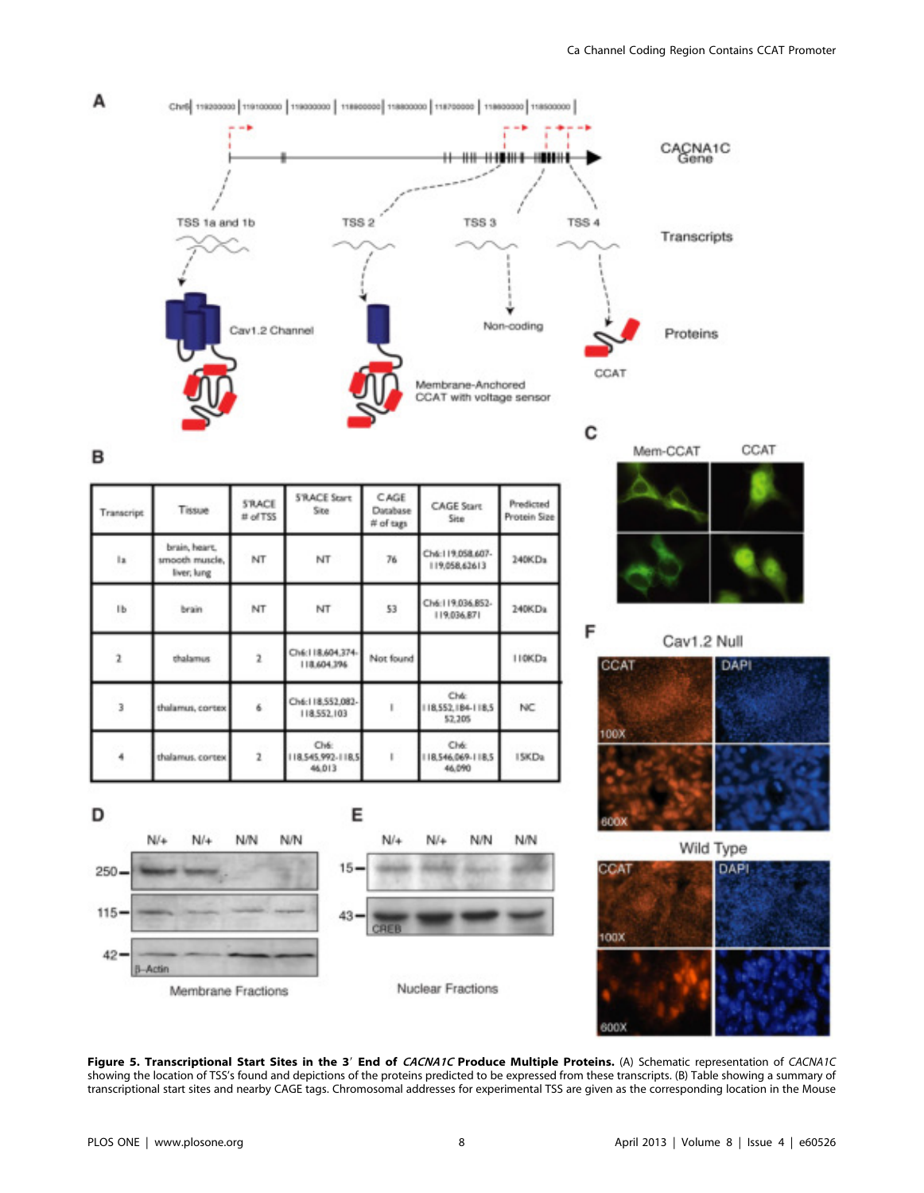| Transcript | Tissue | 5'RACE # of TSS | 5'RACE Start Site | CAGE Database # of tags | CAGE Start Site | Predicted Protein Size |
|---|---|---|---|---|---|---|
| 1a | brain, heart, smooth muscle, liver, lung | NT | NT | 76 | Ch6:119,058,607-119,058,62613 | 240KDa |
| 1b | brain | NT | NT | 53 | Ch6:119,036,852-119,036,871 | 240KDa |
| 2 | thalamus | 2 | Ch6:118,604,374-118,604,396 | Not found | | 110KDa |
| 3 | thalamus, cortex | 6 | Ch6:118,552,082-118,552,103 | 1 | Ch6:118,552,184-118,552,205 | NC |
| 4 | thalamus, cortex | 2 | Ch6:118,545,992-118,546,013 | 1 | Ch6:118,546,069-118,546,090 | 15KDa |

**Figure 5. Transcriptional Start Sites in the 3′ End of *CACNA1C* Produce Multiple Proteins.** (A) Schematic representation of *CACNA1C* showing the location of TSS's found and depictions of the proteins predicted to be expressed from these transcripts. (B) Table showing a summary of transcriptional start sites and nearby CAGE tags. Chromosomal addresses for experimental TSS are given as the corresponding location in the Mouse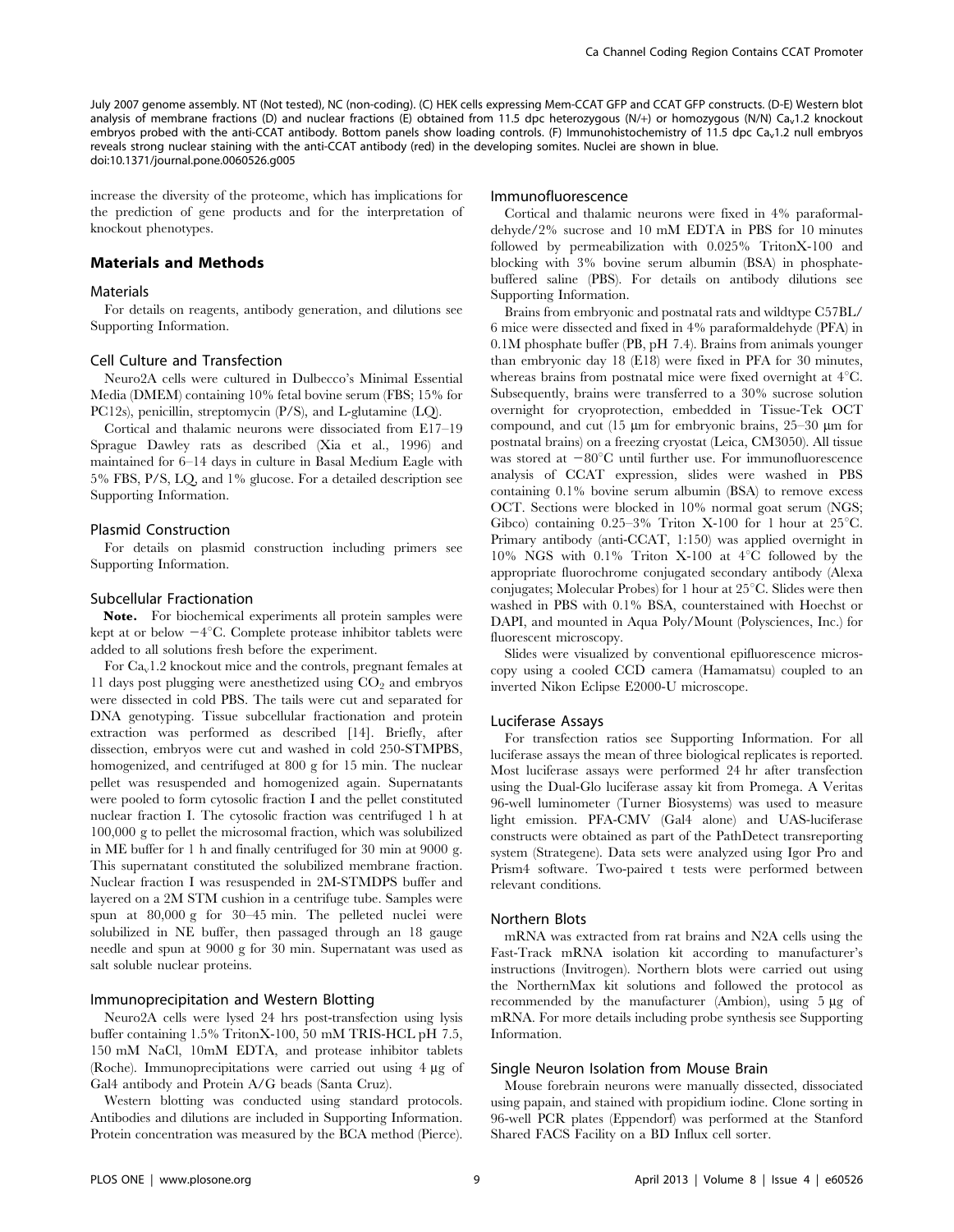July 2007 genome assembly. NT (Not tested), NC (non-coding). (C) HEK cells expressing Mem-CCAT GFP and CCAT GFP constructs. (D-E) Western blot analysis of membrane fractions (D) and nuclear fractions (E) obtained from 11.5 dpc heterozygous (N/+) or homozygous (N/N) $Ca_v1.2$ knockout embryos probed with the anti-CCAT antibody. Bottom panels show loading controls. (F) Immunohistochemistry of 11.5 dpc $Ca_v1.2$ null embryos reveals strong nuclear staining with the anti-CCAT antibody (red) in the developing somites. Nuclei are shown in blue.
doi:10.1371/journal.pone.0060526.g005

increase the diversity of the proteome, which has implications for the prediction of gene products and for the interpretation of knockout phenotypes.

## Materials and Methods

### Materials

For details on reagents, antibody generation, and dilutions see Supporting Information.

### Cell Culture and Transfection

Neuro2A cells were cultured in Dulbecco's Minimal Essential Media (DMEM) containing 10% fetal bovine serum (FBS; 15% for PC12s), penicillin, streptomycin (P/S), and L-glutamine (LQ).

Cortical and thalamic neurons were dissociated from E17–19 Sprague Dawley rats as described (Xia et al., 1996) and maintained for 6–14 days in culture in Basal Medium Eagle with 5% FBS, P/S, LQ, and 1% glucose. For a detailed description see Supporting Information.

### Plasmid Construction

For details on plasmid construction including primers see Supporting Information.

### Subcellular Fractionation

**Note.** For biochemical experiments all protein samples were kept at or below −4°C. Complete protease inhibitor tablets were added to all solutions fresh before the experiment.

For $Ca_v1.2$ knockout mice and the controls, pregnant females at 11 days post plugging were anesthetized using $CO_2$ and embryos were dissected in cold PBS. The tails were cut and separated for DNA genotyping. Tissue subcellular fractionation and protein extraction was performed as described [14]. Briefly, after dissection, embryos were cut and washed in cold 250-STMPBS, homogenized, and centrifuged at 800 g for 15 min. The nuclear pellet was resuspended and homogenized again. Supernatants were pooled to form cytosolic fraction I and the pellet constituted nuclear fraction I. The cytosolic fraction was centrifuged 1 h at 100,000 g to pellet the microsomal fraction, which was solubilized in ME buffer for 1 h and finally centrifuged for 30 min at 9000 g. This supernatant constituted the solubilized membrane fraction. Nuclear fraction I was resuspended in 2M-STMDPS buffer and layered on a 2M STM cushion in a centrifuge tube. Samples were spun at 80,000 g for 30–45 min. The pelleted nuclei were solubilized in NE buffer, then passaged through an 18 gauge needle and spun at 9000 g for 30 min. Supernatant was used as salt soluble nuclear proteins.

### Immunoprecipitation and Western Blotting

Neuro2A cells were lysed 24 hrs post-transfection using lysis buffer containing 1.5% TritonX-100, 50 mM TRIS-HCL pH 7.5, 150 mM NaCl, 10mM EDTA, and protease inhibitor tablets (Roche). Immunoprecipitations were carried out using 4 µg of Gal4 antibody and Protein A/G beads (Santa Cruz).

Western blotting was conducted using standard protocols. Antibodies and dilutions are included in Supporting Information. Protein concentration was measured by the BCA method (Pierce).

### Immunofluorescence

Cortical and thalamic neurons were fixed in 4% paraformaldehyde/2% sucrose and 10 mM EDTA in PBS for 10 minutes followed by permeabilization with 0.025% TritonX-100 and blocking with 3% bovine serum albumin (BSA) in phosphate-buffered saline (PBS). For details on antibody dilutions see Supporting Information.

Brains from embryonic and postnatal rats and wildtype C57BL/6 mice were dissected and fixed in 4% paraformaldehyde (PFA) in 0.1M phosphate buffer (PB, pH 7.4). Brains from animals younger than embryonic day 18 (E18) were fixed in PFA for 30 minutes, whereas brains from postnatal mice were fixed overnight at 4°C. Subsequently, brains were transferred to a 30% sucrose solution overnight for cryoprotection, embedded in Tissue-Tek OCT compound, and cut (15 µm for embryonic brains, 25–30 µm for postnatal brains) on a freezing cryostat (Leica, CM3050). All tissue was stored at −80°C until further use. For immunofluorescence analysis of CCAT expression, slides were washed in PBS containing 0.1% bovine serum albumin (BSA) to remove excess OCT. Sections were blocked in 10% normal goat serum (NGS; Gibco) containing 0.25–3% Triton X-100 for 1 hour at 25°C. Primary antibody (anti-CCAT, 1:150) was applied overnight in 10% NGS with 0.1% Triton X-100 at 4°C followed by the appropriate fluorochrome conjugated secondary antibody (Alexa conjugates; Molecular Probes) for 1 hour at 25°C. Slides were then washed in PBS with 0.1% BSA, counterstained with Hoechst or DAPI, and mounted in Aqua Poly/Mount (Polysciences, Inc.) for fluorescent microscopy.

Slides were visualized by conventional epifluorescence microscopy using a cooled CCD camera (Hamamatsu) coupled to an inverted Nikon Eclipse E2000-U microscope.

### Luciferase Assays

For transfection ratios see Supporting Information. For all luciferase assays the mean of three biological replicates is reported. Most luciferase assays were performed 24 hr after transfection using the Dual-Glo luciferase assay kit from Promega. A Veritas 96-well luminometer (Turner Biosystems) was used to measure light emission. PFA-CMV (Gal4 alone) and UAS-luciferase constructs were obtained as part of the PathDetect transreporting system (Strategene). Data sets were analyzed using Igor Pro and Prism4 software. Two-paired t tests were performed between relevant conditions.

### Northern Blots

mRNA was extracted from rat brains and N2A cells using the Fast-Track mRNA isolation kit according to manufacturer's instructions (Invitrogen). Northern blots were carried out using the NorthernMax kit solutions and followed the protocol as recommended by the manufacturer (Ambion), using 5 µg of mRNA. For more details including probe synthesis see Supporting Information.

### Single Neuron Isolation from Mouse Brain

Mouse forebrain neurons were manually dissected, dissociated using papain, and stained with propidium iodine. Clone sorting in 96-well PCR plates (Eppendorf) was performed at the Stanford Shared FACS Facility on a BD Influx cell sorter.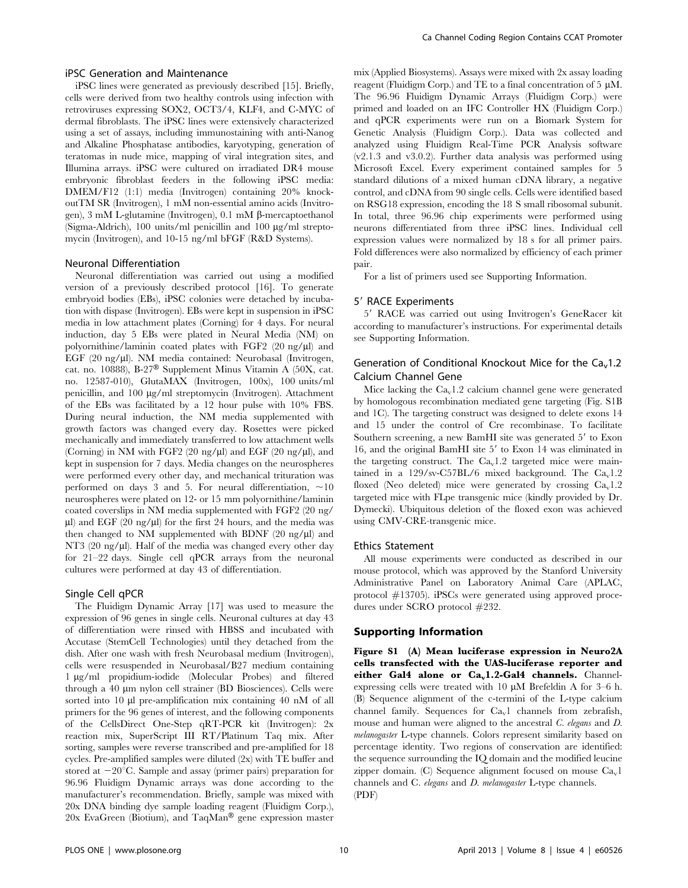### iPSC Generation and Maintenance

iPSC lines were generated as previously described [15]. Briefly, cells were derived from two healthy controls using infection with retroviruses expressing SOX2, OCT3/4, KLF4, and C-MYC of dermal fibroblasts. The iPSC lines were extensively characterized using a set of assays, including immunostaining with anti-Nanog and Alkaline Phosphatase antibodies, karyotyping, generation of teratomas in nude mice, mapping of viral integration sites, and Illumina arrays. iPSC were cultured on irradiated DR4 mouse embryonic fibroblast feeders in the following iPSC media: DMEM/F12 (1:1) media (Invitrogen) containing 20% knockoutTM SR (Invitrogen), 1 mM non-essential amino acids (Invitrogen), 3 mM L-glutamine (Invitrogen), 0.1 mM β-mercaptoethanol (Sigma-Aldrich), 100 units/ml penicillin and 100 μg/ml streptomycin (Invitrogen), and 10-15 ng/ml bFGF (R&D Systems).

### Neuronal Differentiation

Neuronal differentiation was carried out using a modified version of a previously described protocol [16]. To generate embryoid bodies (EBs), iPSC colonies were detached by incubation with dispase (Invitrogen). EBs were kept in suspension in iPSC media in low attachment plates (Corning) for 4 days. For neural induction, day 5 EBs were plated in Neural Media (NM) on polyornithine/laminin coated plates with FGF2 (20 ng/μl) and EGF (20 ng/μl). NM media contained: Neurobasal (Invitrogen, cat. no. 10888), B-27® Supplement Minus Vitamin A (50X, cat. no. 12587-010), GlutaMAX (Invitrogen, 100x), 100 units/ml penicillin, and 100 μg/ml streptomycin (Invitrogen). Attachment of the EBs was facilitated by a 12 hour pulse with 10% FBS. During neural induction, the NM media supplemented with growth factors was changed every day. Rosettes were picked mechanically and immediately transferred to low attachment wells (Corning) in NM with FGF2 (20 ng/μl) and EGF (20 ng/μl), and kept in suspension for 7 days. Media changes on the neurospheres were performed every other day, and mechanical trituration was performed on days 3 and 5. For neural differentiation, ~10 neurospheres were plated on 12- or 15 mm polyornithine/laminin coated coverslips in NM media supplemented with FGF2 (20 ng/μl) and EGF (20 ng/μl) for the first 24 hours, and the media was then changed to NM supplemented with BDNF (20 ng/μl) and NT3 (20 ng/μl). Half of the media was changed every other day for 21–22 days. Single cell qPCR arrays from the neuronal cultures were performed at day 43 of differentiation.

### Single Cell qPCR

The Fluidigm Dynamic Array [17] was used to measure the expression of 96 genes in single cells. Neuronal cultures at day 43 of differentiation were rinsed with HBSS and incubated with Accutase (StemCell Technologies) until they detached from the dish. After one wash with fresh Neurobasal medium (Invitrogen), cells were resuspended in Neurobasal/B27 medium containing 1 μg/ml propidium-iodide (Molecular Probes) and filtered through a 40 μm nylon cell strainer (BD Biosciences). Cells were sorted into 10 μl pre-amplification mix containing 40 nM of all primers for the 96 genes of interest, and the following components of the CellsDirect One-Step qRT-PCR kit (Invitrogen): 2x reaction mix, SuperScript III RT/Platinum Taq mix. After sorting, samples were reverse transcribed and pre-amplified for 18 cycles. Pre-amplified samples were diluted (2x) with TE buffer and stored at −20°C. Sample and assay (primer pairs) preparation for 96.96 Fluidigm Dynamic arrays was done according to the manufacturer's recommendation. Briefly, sample was mixed with 20x DNA binding dye sample loading reagent (Fluidigm Corp.), 20x EvaGreen (Biotium), and TaqMan® gene expression master mix (Applied Biosystems). Assays were mixed with 2x assay loading reagent (Fluidigm Corp.) and TE to a final concentration of 5 μM. The 96.96 Fluidigm Dynamic Arrays (Fluidigm Corp.) were primed and loaded on an IFC Controller HX (Fluidigm Corp.) and qPCR experiments were run on a Biomark System for Genetic Analysis (Fluidigm Corp.). Data was collected and analyzed using Fluidigm Real-Time PCR Analysis software (v2.1.3 and v3.0.2). Further data analysis was performed using Microsoft Excel. Every experiment contained samples for 5 standard dilutions of a mixed human cDNA library, a negative control, and cDNA from 90 single cells. Cells were identified based on RSG18 expression, encoding the 18 S small ribosomal subunit. In total, three 96.96 chip experiments were performed using neurons differentiated from three iPSC lines. Individual cell expression values were normalized by 18 s for all primer pairs. Fold differences were also normalized by efficiency of each primer pair.

For a list of primers used see Supporting Information.

### 5′ RACE Experiments

5′ RACE was carried out using Invitrogen's GeneRacer kit according to manufacturer's instructions. For experimental details see Supporting Information.

### Generation of Conditional Knockout Mice for the $Ca_v1.2$ Calcium Channel Gene

Mice lacking the $Ca_v1.2$ calcium channel gene were generated by homologous recombination mediated gene targeting (Fig. S1B and 1C). The targeting construct was designed to delete exons 14 and 15 under the control of Cre recombinase. To facilitate Southern screening, a new BamHI site was generated 5′ to Exon 16, and the original BamHI site 5′ to Exon 14 was eliminated in the targeting construct. The $Ca_v1.2$ targeted mice were maintained in a 129/sv-C57BL/6 mixed background. The $Ca_v1.2$ floxed (Neo deleted) mice were generated by crossing $Ca_v1.2$ targeted mice with FLpe transgenic mice (kindly provided by Dr. Dymecki). Ubiquitous deletion of the floxed exon was achieved using CMV-CRE-transgenic mice.

### Ethics Statement

All mouse experiments were conducted as described in our mouse protocol, which was approved by the Stanford University Administrative Panel on Laboratory Animal Care (APLAC, protocol #13705). iPSCs were generated using approved procedures under SCRO protocol #232.

## Supporting Information

**Figure S1 (A) Mean luciferase expression in Neuro2A cells transfected with the UAS-luciferase reporter and either Gal4 alone or $Ca_v1.2$-Gal4 channels.** Channel-expressing cells were treated with 10 μM Brefeldin A for 3–6 h. (B) Sequence alignment of the c-termini of the L-type calcium channel family. Sequences for $Ca_v1$ channels from zebrafish, mouse and human were aligned to the ancestral *C. elegans* and *D. melanogaster* L-type channels. Colors represent similarity based on percentage identity. Two regions of conservation are identified: the sequence surrounding the IQ domain and the modified leucine zipper domain. (C) Sequence alignment focused on mouse $Ca_v1$ channels and C. *elegans* and *D. melanogaster* L-type channels.
(PDF)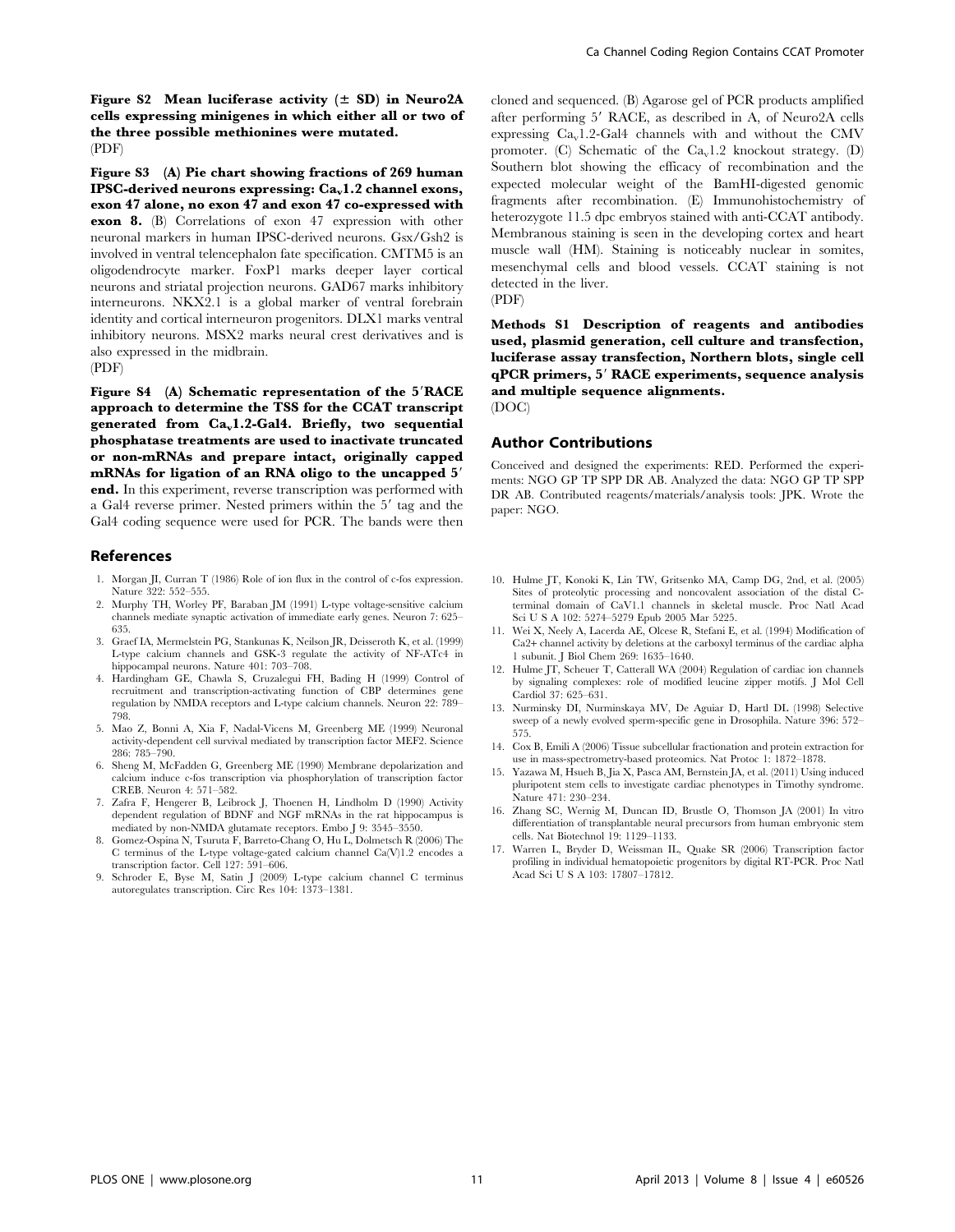**Figure S2 Mean luciferase activity (± SD) in Neuro2A cells expressing minigenes in which either all or two of the three possible methionines were mutated.**
(PDF)

**Figure S3 (A) Pie chart showing fractions of 269 human IPSC-derived neurons expressing: $Ca_v1.2$ channel exons, exon 47 alone, no exon 47 and exon 47 co-expressed with exon 8.** (B) Correlations of exon 47 expression with other neuronal markers in human IPSC-derived neurons. Gsx/Gsh2 is involved in ventral telencephalon fate specification. CMTM5 is an oligodendrocyte marker. FoxP1 marks deeper layer cortical neurons and striatal projection neurons. GAD67 marks inhibitory interneurons. NKX2.1 is a global marker of ventral forebrain identity and cortical interneuron progenitors. DLX1 marks ventral inhibitory neurons. MSX2 marks neural crest derivatives and is also expressed in the midbrain.
(PDF)

**Figure S4 (A) Schematic representation of the 5′RACE approach to determine the TSS for the CCAT transcript generated from $Ca_v1.2$-Gal4. Briefly, two sequential phosphatase treatments are used to inactivate truncated or non-mRNAs and prepare intact, originally capped mRNAs for ligation of an RNA oligo to the uncapped 5′ end.** In this experiment, reverse transcription was performed with a Gal4 reverse primer. Nested primers within the 5′ tag and the Gal4 coding sequence were used for PCR. The bands were then cloned and sequenced. (B) Agarose gel of PCR products amplified after performing 5′ RACE, as described in A, of Neuro2A cells expressing $Ca_v1.2$-Gal4 channels with and without the CMV promoter. (C) Schematic of the $Ca_v1.2$ knockout strategy. (D) Southern blot showing the efficacy of recombination and the expected molecular weight of the BamHI-digested genomic fragments after recombination. (E) Immunohistochemistry of heterozygote 11.5 dpc embryos stained with anti-CCAT antibody. Membranous staining is seen in the developing cortex and heart muscle wall (HM). Staining is noticeably nuclear in somites, mesenchymal cells and blood vessels. CCAT staining is not detected in the liver.
(PDF)

**Methods S1 Description of reagents and antibodies used, plasmid generation, cell culture and transfection, luciferase assay transfection, Northern blots, single cell qPCR primers, 5′ RACE experiments, sequence analysis and multiple sequence alignments.**
(DOC)

## Author Contributions

Conceived and designed the experiments: RED. Performed the experiments: NGO GP TP SPP DR AB. Analyzed the data: NGO GP TP SPP DR AB. Contributed reagents/materials/analysis tools: JPK. Wrote the paper: NGO.

## References

1. Morgan JI, Curran T (1986) Role of ion flux in the control of c-fos expression. Nature 322: 552–555.
2. Murphy TH, Worley PF, Baraban JM (1991) L-type voltage-sensitive calcium channels mediate synaptic activation of immediate early genes. Neuron 7: 625–635.
3. Graef IA, Mermelstein PG, Stankunas K, Neilson JR, Deisseroth K, et al. (1999) L-type calcium channels and GSK-3 regulate the activity of NF-ATc4 in hippocampal neurons. Nature 401: 703–708.
4. Hardingham GE, Chawla S, Cruzalegui FH, Bading H (1999) Control of recruitment and transcription-activating function of CBP determines gene regulation by NMDA receptors and L-type calcium channels. Neuron 22: 789–798.
5. Mao Z, Bonni A, Xia F, Nadal-Vicens M, Greenberg ME (1999) Neuronal activity-dependent cell survival mediated by transcription factor MEF2. Science 286: 785–790.
6. Sheng M, McFadden G, Greenberg ME (1990) Membrane depolarization and calcium induce c-fos transcription via phosphorylation of transcription factor CREB. Neuron 4: 571–582.
7. Zafra F, Hengerer B, Leibrock J, Thoenen H, Lindholm D (1990) Activity dependent regulation of BDNF and NGF mRNAs in the rat hippocampus is mediated by non-NMDA glutamate receptors. Embo J 9: 3545–3550.
8. Gomez-Ospina N, Tsuruta F, Barreto-Chang O, Hu L, Dolmetsch R (2006) The C terminus of the L-type voltage-gated calcium channel Ca(V)1.2 encodes a transcription factor. Cell 127: 591–606.
9. Schroder E, Byse M, Satin J (2009) L-type calcium channel C terminus autoregulates transcription. Circ Res 104: 1373–1381.
10. Hulme JT, Konoki K, Lin TW, Gritsenko MA, Camp DG, 2nd, et al. (2005) Sites of proteolytic processing and noncovalent association of the distal C-terminal domain of CaV1.1 channels in skeletal muscle. Proc Natl Acad Sci U S A 102: 5274–5279 Epub 2005 Mar 5225.
11. Wei X, Neely A, Lacerda AE, Olcese R, Stefani E, et al. (1994) Modification of Ca2+ channel activity by deletions at the carboxyl terminus of the cardiac alpha 1 subunit. J Biol Chem 269: 1635–1640.
12. Hulme JT, Scheuer T, Catterall WA (2004) Regulation of cardiac ion channels by signaling complexes: role of modified leucine zipper motifs. J Mol Cell Cardiol 37: 625–631.
13. Nurminsky DI, Nurminskaya MV, De Aguiar D, Hartl DL (1998) Selective sweep of a newly evolved sperm-specific gene in Drosophila. Nature 396: 572–575.
14. Cox B, Emili A (2006) Tissue subcellular fractionation and protein extraction for use in mass-spectrometry-based proteomics. Nat Protoc 1: 1872–1878.
15. Yazawa M, Hsueh B, Jia X, Pasca AM, Bernstein JA, et al. (2011) Using induced pluripotent stem cells to investigate cardiac phenotypes in Timothy syndrome. Nature 471: 230–234.
16. Zhang SC, Wernig M, Duncan ID, Brustle O, Thomson JA (2001) In vitro differentiation of transplantable neural precursors from human embryonic stem cells. Nat Biotechnol 19: 1129–1133.
17. Warren L, Bryder D, Weissman IL, Quake SR (2006) Transcription factor profiling in individual hematopoietic progenitors by digital RT-PCR. Proc Natl Acad Sci U S A 103: 17807–17812.